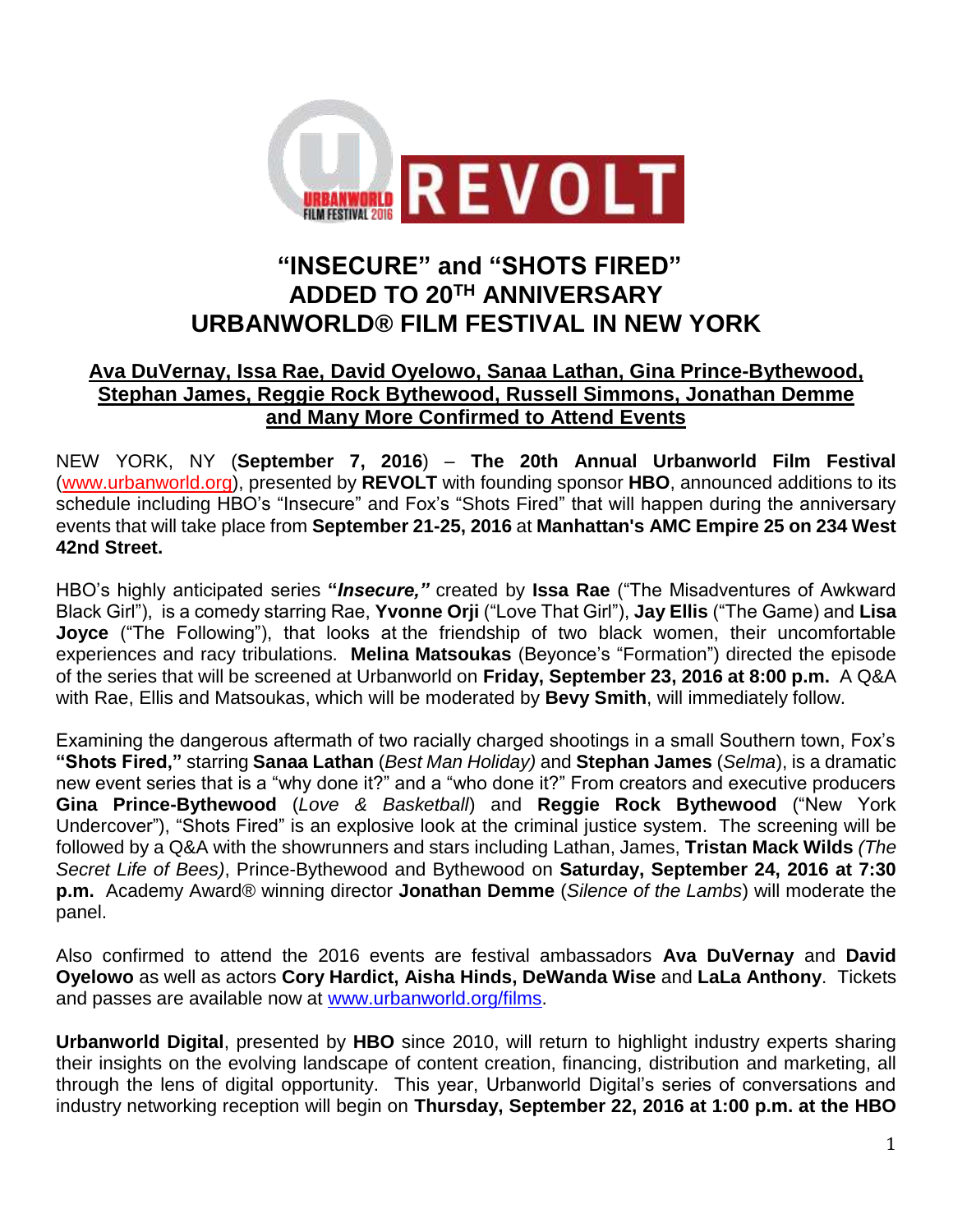# "INSECURE" and "SHOTS FIRED" ADDED TO 20TH ANNIVERSARY URBANWORLD® FILM FESTIVAL IN NEW YORK

**Ava DuVernay, Issa Rae, David Oyelowo, Sanaa Lathan, Gina Prince-Bythewood, Stephan James, Reggie Rock Bythewood, Russell Simmons, Jonathan Demme and Many More Confirmed to Attend Events**

NEW YORK, NY (**September 7, 2016**) – **The 20th Annual Urbanworld Film Festival** (www.urbanworld.org), presented by **REVOLT** with founding sponsor **HBO**, announced additions to its schedule including HBO's "Insecure" and Fox's "Shots Fired" that will happen during the anniversary events that will take place from **September 21-25, 2016** at **Manhattan's AMC Empire 25 on 234 West 42nd Street.**

HBO's highly anticipated series **"*Insecure,"*** created by **Issa Rae** ("The Misadventures of Awkward Black Girl"), is a comedy starring Rae, **Yvonne Orji** ("Love That Girl"), **Jay Ellis** ("The Game) and **Lisa Joyce** ("The Following"), that looks at the friendship of two black women, their uncomfortable experiences and racy tribulations. **Melina Matsoukas** (Beyonce's "Formation") directed the episode of the series that will be screened at Urbanworld on **Friday, September 23, 2016 at 8:00 p.m.** A Q&A with Rae, Ellis and Matsoukas, which will be moderated by **Bevy Smith**, will immediately follow.

Examining the dangerous aftermath of two racially charged shootings in a small Southern town, Fox's **"Shots Fired,"** starring **Sanaa Lathan** (*Best Man Holiday)* and **Stephan James** (*Selma*), is a dramatic new event series that is a "why done it?" and a "who done it?" From creators and executive producers **Gina Prince-Bythewood** (*Love & Basketball*) and **Reggie Rock Bythewood** ("New York Undercover"), "Shots Fired" is an explosive look at the criminal justice system. The screening will be followed by a Q&A with the showrunners and stars including Lathan, James, **Tristan Mack Wilds** *(The Secret Life of Bees)*, Prince-Bythewood and Bythewood on **Saturday, September 24, 2016 at 7:30 p.m.** Academy Award® winning director **Jonathan Demme** (*Silence of the Lambs*) will moderate the panel.

Also confirmed to attend the 2016 events are festival ambassadors **Ava DuVernay** and **David Oyelowo** as well as actors **Cory Hardict, Aisha Hinds, DeWanda Wise** and **LaLa Anthony**. Tickets and passes are available now at www.urbanworld.org/films.

**Urbanworld Digital**, presented by **HBO** since 2010, will return to highlight industry experts sharing their insights on the evolving landscape of content creation, financing, distribution and marketing, all through the lens of digital opportunity. This year, Urbanworld Digital's series of conversations and industry networking reception will begin on **Thursday, September 22, 2016 at 1:00 p.m. at the HBO**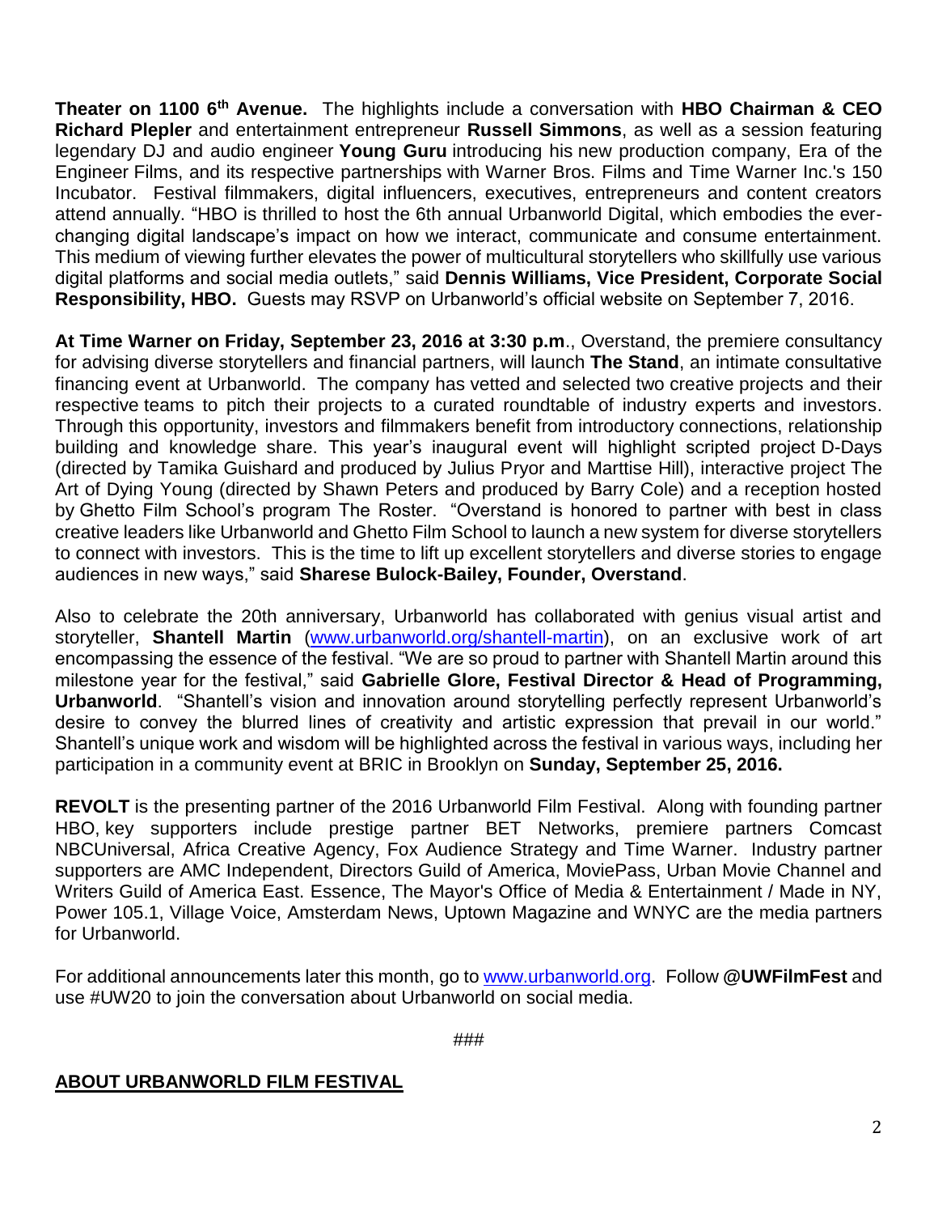**Theater on 1100 6th Avenue.** The highlights include a conversation with **HBO Chairman & CEO Richard Plepler** and entertainment entrepreneur **Russell Simmons**, as well as a session featuring legendary DJ and audio engineer **Young Guru** introducing his new production company, Era of the Engineer Films, and its respective partnerships with Warner Bros. Films and Time Warner Inc.'s 150 Incubator. Festival filmmakers, digital influencers, executives, entrepreneurs and content creators attend annually. "HBO is thrilled to host the 6th annual Urbanworld Digital, which embodies the ever-changing digital landscape's impact on how we interact, communicate and consume entertainment. This medium of viewing further elevates the power of multicultural storytellers who skillfully use various digital platforms and social media outlets," said **Dennis Williams, Vice President, Corporate Social Responsibility, HBO.** Guests may RSVP on Urbanworld's official website on September 7, 2016.

**At Time Warner on Friday, September 23, 2016 at 3:30 p.m**., Overstand, the premiere consultancy for advising diverse storytellers and financial partners, will launch **The Stand**, an intimate consultative financing event at Urbanworld. The company has vetted and selected two creative projects and their respective teams to pitch their projects to a curated roundtable of industry experts and investors. Through this opportunity, investors and filmmakers benefit from introductory connections, relationship building and knowledge share. This year's inaugural event will highlight scripted project D-Days (directed by Tamika Guishard and produced by Julius Pryor and Marttise Hill), interactive project The Art of Dying Young (directed by Shawn Peters and produced by Barry Cole) and a reception hosted by Ghetto Film School's program The Roster. "Overstand is honored to partner with best in class creative leaders like Urbanworld and Ghetto Film School to launch a new system for diverse storytellers to connect with investors. This is the time to lift up excellent storytellers and diverse stories to engage audiences in new ways," said **Sharese Bulock-Bailey, Founder, Overstand**.

Also to celebrate the 20th anniversary, Urbanworld has collaborated with genius visual artist and storyteller, **Shantell Martin** ([www.urbanworld.org/shantell-martin](http://www.urbanworld.org/shantell-martin)), on an exclusive work of art encompassing the essence of the festival. "We are so proud to partner with Shantell Martin around this milestone year for the festival," said **Gabrielle Glore, Festival Director & Head of Programming, Urbanworld**. "Shantell's vision and innovation around storytelling perfectly represent Urbanworld's desire to convey the blurred lines of creativity and artistic expression that prevail in our world." Shantell's unique work and wisdom will be highlighted across the festival in various ways, including her participation in a community event at BRIC in Brooklyn on **Sunday, September 25, 2016.**

**REVOLT** is the presenting partner of the 2016 Urbanworld Film Festival. Along with founding partner HBO, key supporters include prestige partner BET Networks, premiere partners Comcast NBCUniversal, Africa Creative Agency, Fox Audience Strategy and Time Warner. Industry partner supporters are AMC Independent, Directors Guild of America, MoviePass, Urban Movie Channel and Writers Guild of America East. Essence, The Mayor's Office of Media & Entertainment / Made in NY, Power 105.1, Village Voice, Amsterdam News, Uptown Magazine and WNYC are the media partners for Urbanworld.

For additional announcements later this month, go to [www.urbanworld.org](http://www.urbanworld.org). Follow **@UWFilmFest** and use #UW20 to join the conversation about Urbanworld on social media.

###

**ABOUT URBANWORLD FILM FESTIVAL**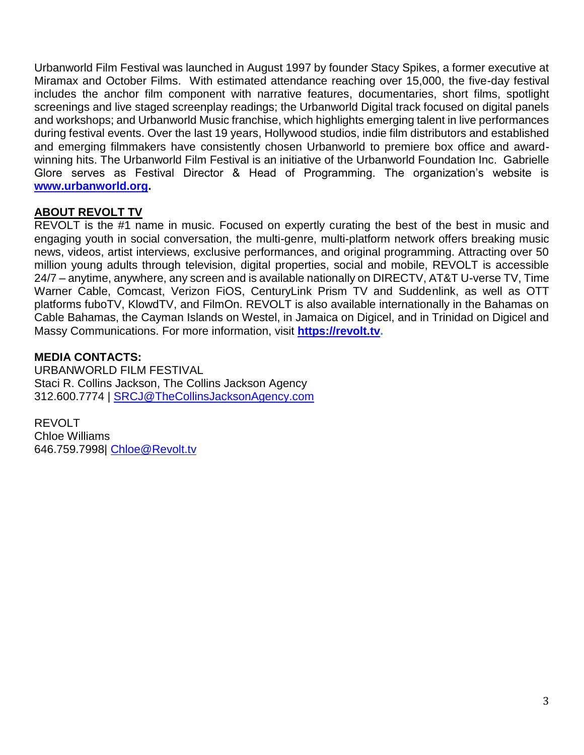Urbanworld Film Festival was launched in August 1997 by founder Stacy Spikes, a former executive at Miramax and October Films. With estimated attendance reaching over 15,000, the five-day festival includes the anchor film component with narrative features, documentaries, short films, spotlight screenings and live staged screenplay readings; the Urbanworld Digital track focused on digital panels and workshops; and Urbanworld Music franchise, which highlights emerging talent in live performances during festival events. Over the last 19 years, Hollywood studios, indie film distributors and established and emerging filmmakers have consistently chosen Urbanworld to premiere box office and award-winning hits. The Urbanworld Film Festival is an initiative of the Urbanworld Foundation Inc. Gabrielle Glore serves as Festival Director & Head of Programming. The organization's website is **www.urbanworld.org.**

## ABOUT REVOLT TV

REVOLT is the #1 name in music. Focused on expertly curating the best of the best in music and engaging youth in social conversation, the multi-genre, multi-platform network offers breaking music news, videos, artist interviews, exclusive performances, and original programming. Attracting over 50 million young adults through television, digital properties, social and mobile, REVOLT is accessible 24/7 – anytime, anywhere, any screen and is available nationally on DIRECTV, AT&T U-verse TV, Time Warner Cable, Comcast, Verizon FiOS, CenturyLink Prism TV and Suddenlink, as well as OTT platforms fuboTV, KlowdTV, and FilmOn. REVOLT is also available internationally in the Bahamas on Cable Bahamas, the Cayman Islands on Westel, in Jamaica on Digicel, and in Trinidad on Digicel and Massy Communications. For more information, visit **https://revolt.tv.**

**MEDIA CONTACTS:**

URBANWORLD FILM FESTIVAL
Staci R. Collins Jackson, The Collins Jackson Agency
312.600.7774 | SRCJ@TheCollinsJacksonAgency.com

REVOLT
Chloe Williams
646.759.7998| Chloe@Revolt.tv